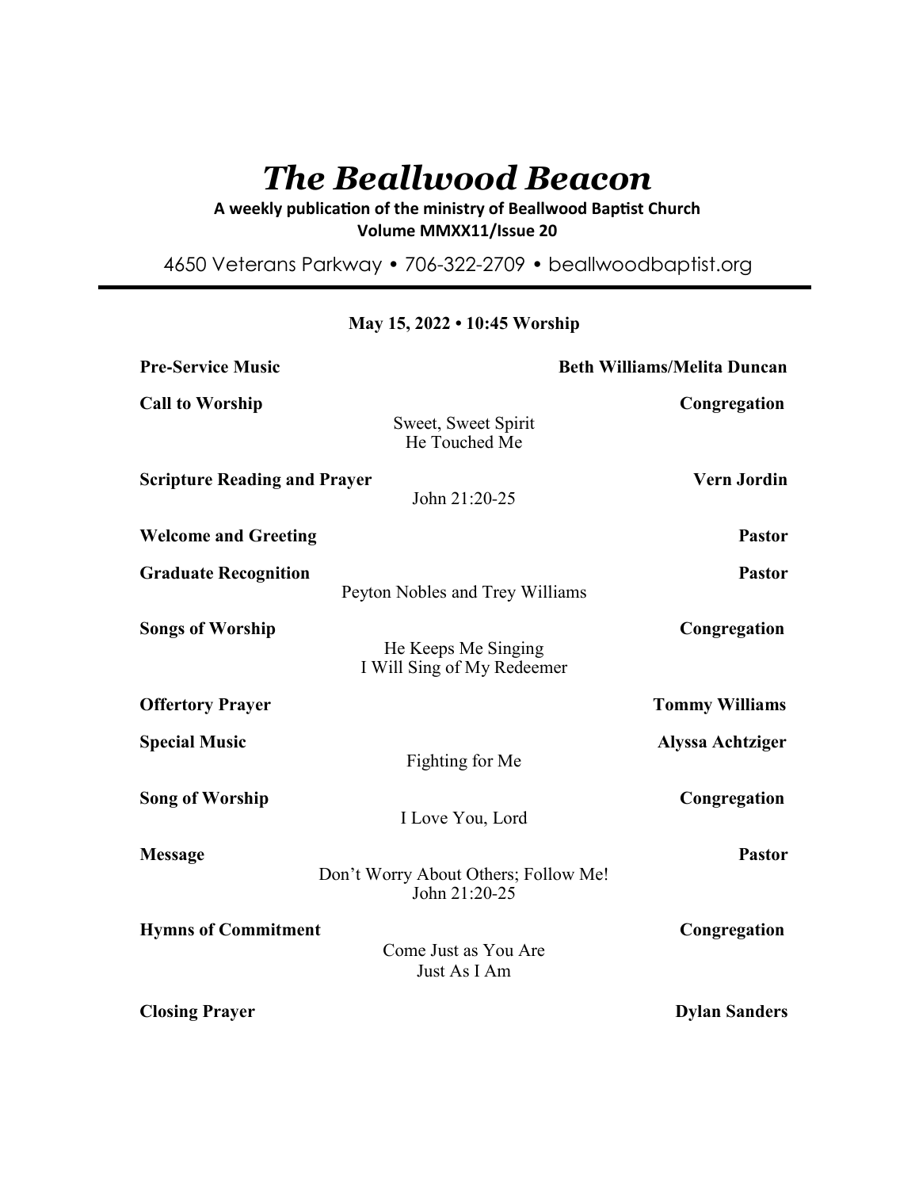# *The Beallwood Beacon*

**A weekly publication of the ministry of Beallwood Baptist Church**
**Volume MMXX11/Issue 20**

4650 Veterans Parkway • 706-322-2709 • beallwoodbaptist.org

---

**May 15, 2022 • 10:45 Worship**

**Pre-Service Music** — **Beth Williams/Melita Duncan**

**Call to Worship** — **Congregation**
Sweet, Sweet Spirit
He Touched Me

**Scripture Reading and Prayer** — **Vern Jordin**
John 21:20-25

**Welcome and Greeting** — **Pastor**

**Graduate Recognition** — **Pastor**
Peyton Nobles and Trey Williams

**Songs of Worship** — **Congregation**
He Keeps Me Singing
I Will Sing of My Redeemer

**Offertory Prayer** — **Tommy Williams**

**Special Music** — **Alyssa Achtziger**
Fighting for Me

**Song of Worship** — **Congregation**
I Love You, Lord

**Message** — **Pastor**
Don't Worry About Others; Follow Me!
John 21:20-25

**Hymns of Commitment** — **Congregation**
Come Just as You Are
Just As I Am

**Closing Prayer** — **Dylan Sanders**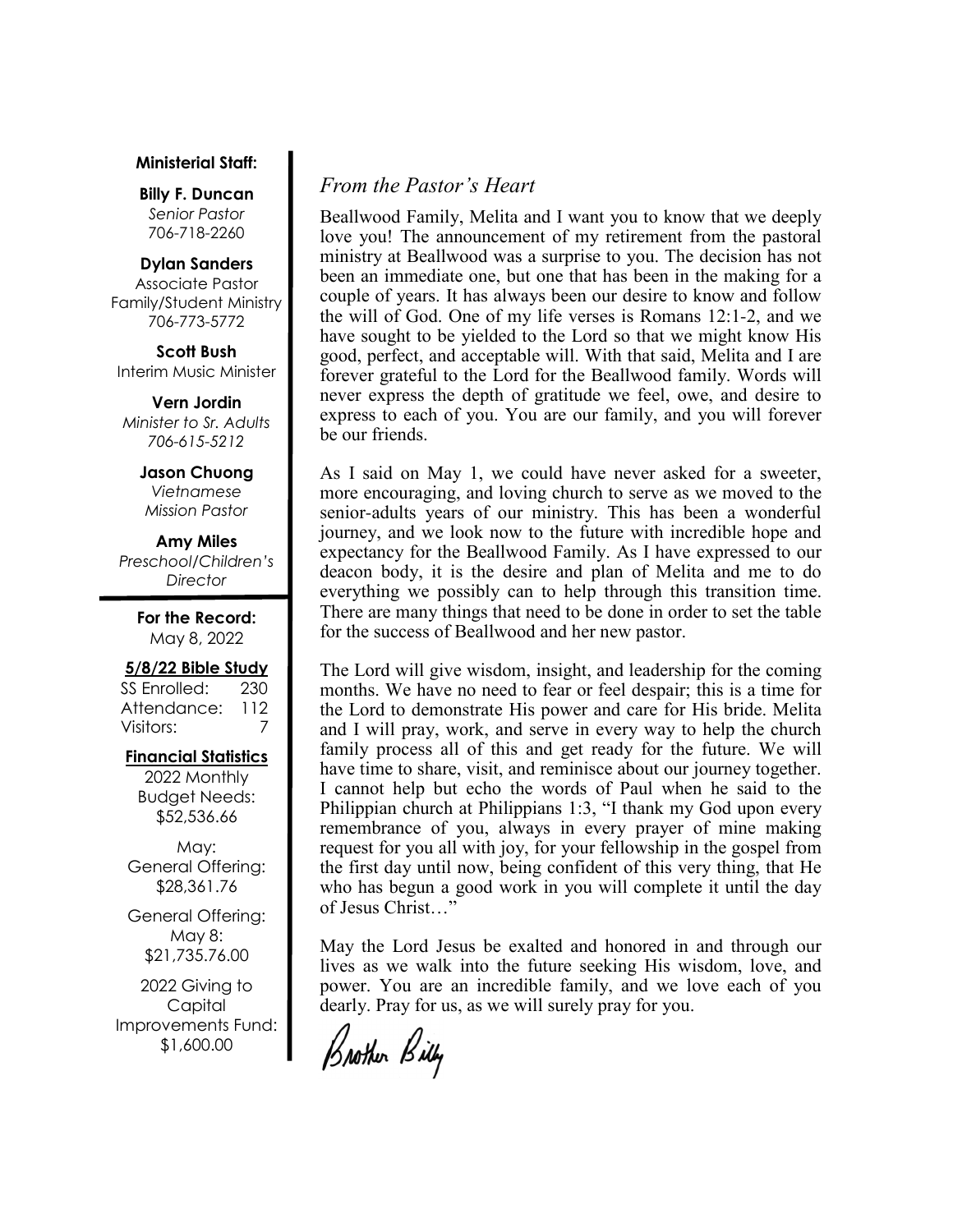**Ministerial Staff:**

**Billy F. Duncan**
*Senior Pastor*
706-718-2260

**Dylan Sanders**
Associate Pastor
Family/Student Ministry
706-773-5772

**Scott Bush**
Interim Music Minister

**Vern Jordin**
*Minister to Sr. Adults*
*706-615-5212*

**Jason Chuong**
*Vietnamese*
*Mission Pastor*

**Amy Miles**
*Preschool/Children's Director*

**For the Record:**
May 8, 2022

**5/8/22 Bible Study**

| | |
|---|---|
| SS Enrolled: | 230 |
| Attendance: | 112 |
| Visitors: | 7 |

**Financial Statistics**

2022 Monthly Budget Needs:
$52,536.66

May:
General Offering:
$28,361.76

General Offering:
May 8:
$21,735.76.00

2022 Giving to Capital Improvements Fund:
$1,600.00

## *From the Pastor's Heart*

Beallwood Family, Melita and I want you to know that we deeply love you! The announcement of my retirement from the pastoral ministry at Beallwood was a surprise to you. The decision has not been an immediate one, but one that has been in the making for a couple of years. It has always been our desire to know and follow the will of God. One of my life verses is Romans 12:1-2, and we have sought to be yielded to the Lord so that we might know His good, perfect, and acceptable will. With that said, Melita and I are forever grateful to the Lord for the Beallwood family. Words will never express the depth of gratitude we feel, owe, and desire to express to each of you. You are our family, and you will forever be our friends.

As I said on May 1, we could have never asked for a sweeter, more encouraging, and loving church to serve as we moved to the senior-adults years of our ministry. This has been a wonderful journey, and we look now to the future with incredible hope and expectancy for the Beallwood Family. As I have expressed to our deacon body, it is the desire and plan of Melita and me to do everything we possibly can to help through this transition time. There are many things that need to be done in order to set the table for the success of Beallwood and her new pastor.

The Lord will give wisdom, insight, and leadership for the coming months. We have no need to fear or feel despair; this is a time for the Lord to demonstrate His power and care for His bride. Melita and I will pray, work, and serve in every way to help the church family process all of this and get ready for the future. We will have time to share, visit, and reminisce about our journey together. I cannot help but echo the words of Paul when he said to the Philippian church at Philippians 1:3, "I thank my God upon every remembrance of you, always in every prayer of mine making request for you all with joy, for your fellowship in the gospel from the first day until now, being confident of this very thing, that He who has begun a good work in you will complete it until the day of Jesus Christ…"

May the Lord Jesus be exalted and honored in and through our lives as we walk into the future seeking His wisdom, love, and power. You are an incredible family, and we love each of you dearly. Pray for us, as we will surely pray for you.

Brother Billy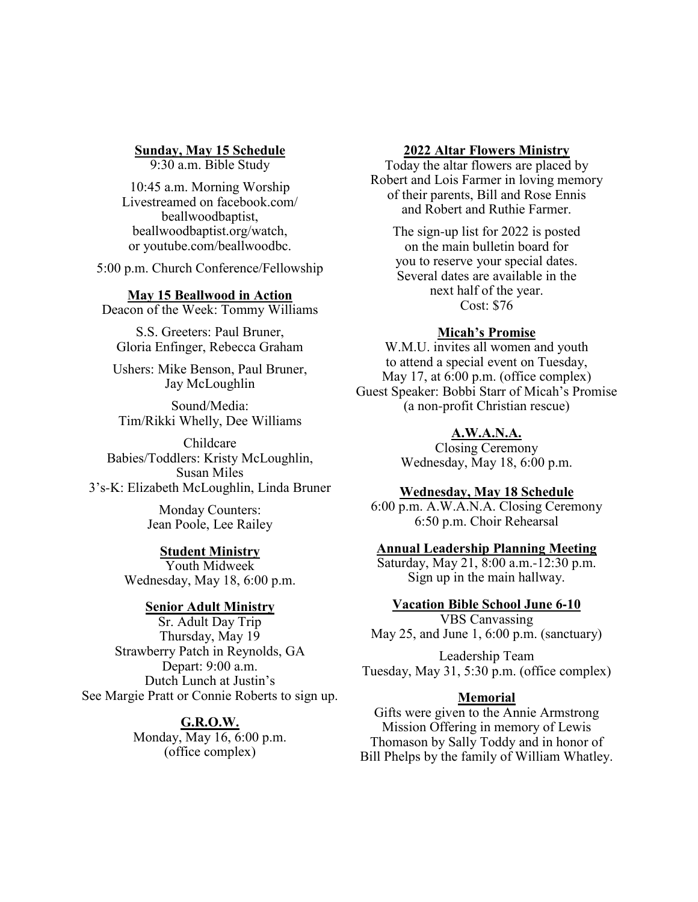## Sunday, May 15 Schedule

9:30 a.m. Bible Study

10:45 a.m. Morning Worship
Livestreamed on facebook.com/beallwoodbaptist,
beallwoodbaptist.org/watch,
or youtube.com/beallwoodbc.

5:00 p.m. Church Conference/Fellowship

## May 15 Beallwood in Action

Deacon of the Week: Tommy Williams

S.S. Greeters: Paul Bruner, Gloria Enfinger, Rebecca Graham

Ushers: Mike Benson, Paul Bruner, Jay McLoughlin

Sound/Media:
Tim/Rikki Whelly, Dee Williams

Childcare
Babies/Toddlers: Kristy McLoughlin, Susan Miles
3's-K: Elizabeth McLoughlin, Linda Bruner

Monday Counters:
Jean Poole, Lee Railey

## Student Ministry

Youth Midweek
Wednesday, May 18, 6:00 p.m.

## Senior Adult Ministry

Sr. Adult Day Trip
Thursday, May 19
Strawberry Patch in Reynolds, GA
Depart: 9:00 a.m.
Dutch Lunch at Justin's
See Margie Pratt or Connie Roberts to sign up.

## G.R.O.W.

Monday, May 16, 6:00 p.m.
(office complex)

## 2022 Altar Flowers Ministry

Today the altar flowers are placed by Robert and Lois Farmer in loving memory of their parents, Bill and Rose Ennis and Robert and Ruthie Farmer.

The sign-up list for 2022 is posted on the main bulletin board for you to reserve your special dates. Several dates are available in the next half of the year.
Cost: $76

## Micah's Promise

W.M.U. invites all women and youth to attend a special event on Tuesday, May 17, at 6:00 p.m. (office complex)
Guest Speaker: Bobbi Starr of Micah's Promise (a non-profit Christian rescue)

## A.W.A.N.A.

Closing Ceremony
Wednesday, May 18, 6:00 p.m.

## Wednesday, May 18 Schedule

6:00 p.m. A.W.A.N.A. Closing Ceremony
6:50 p.m. Choir Rehearsal

## Annual Leadership Planning Meeting

Saturday, May 21, 8:00 a.m.-12:30 p.m.
Sign up in the main hallway.

## Vacation Bible School June 6-10

VBS Canvassing
May 25, and June 1, 6:00 p.m. (sanctuary)

Leadership Team
Tuesday, May 31, 5:30 p.m. (office complex)

## Memorial

Gifts were given to the Annie Armstrong Mission Offering in memory of Lewis Thomason by Sally Toddy and in honor of Bill Phelps by the family of William Whatley.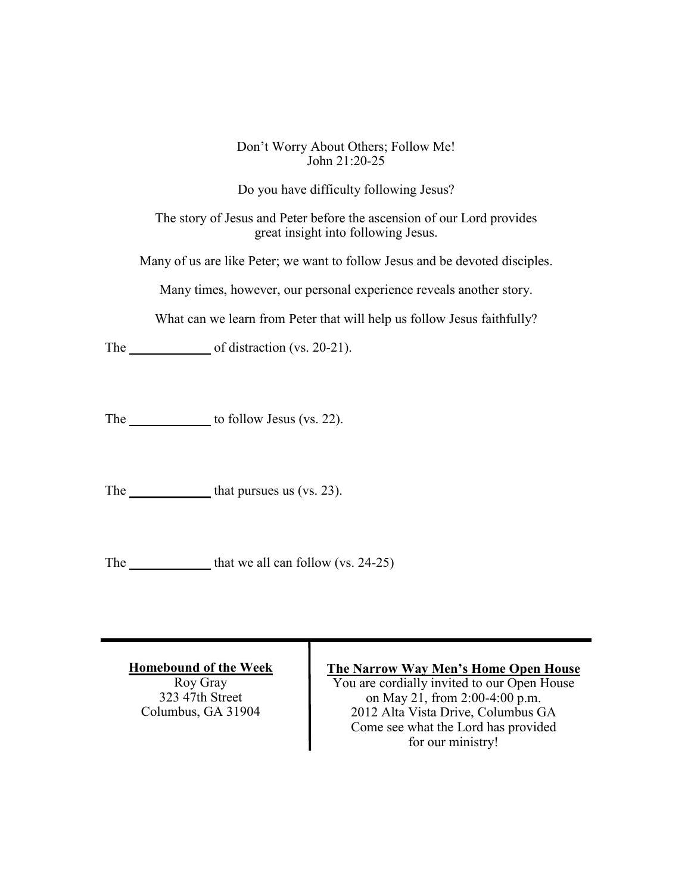Don't Worry About Others; Follow Me!
John 21:20-25

Do you have difficulty following Jesus?

The story of Jesus and Peter before the ascension of our Lord provides great insight into following Jesus.

Many of us are like Peter; we want to follow Jesus and be devoted disciples.

Many times, however, our personal experience reveals another story.

What can we learn from Peter that will help us follow Jesus faithfully?

The ____________ of distraction (vs. 20-21).

The ____________ to follow Jesus (vs. 22).

The ____________ that pursues us (vs. 23).

The ____________ that we all can follow (vs. 24-25)

---

**Homebound of the Week**
Roy Gray
323 47th Street
Columbus, GA 31904

**The Narrow Way Men's Home Open House**
You are cordially invited to our Open House on May 21, from 2:00-4:00 p.m.
2012 Alta Vista Drive, Columbus GA
Come see what the Lord has provided for our ministry!